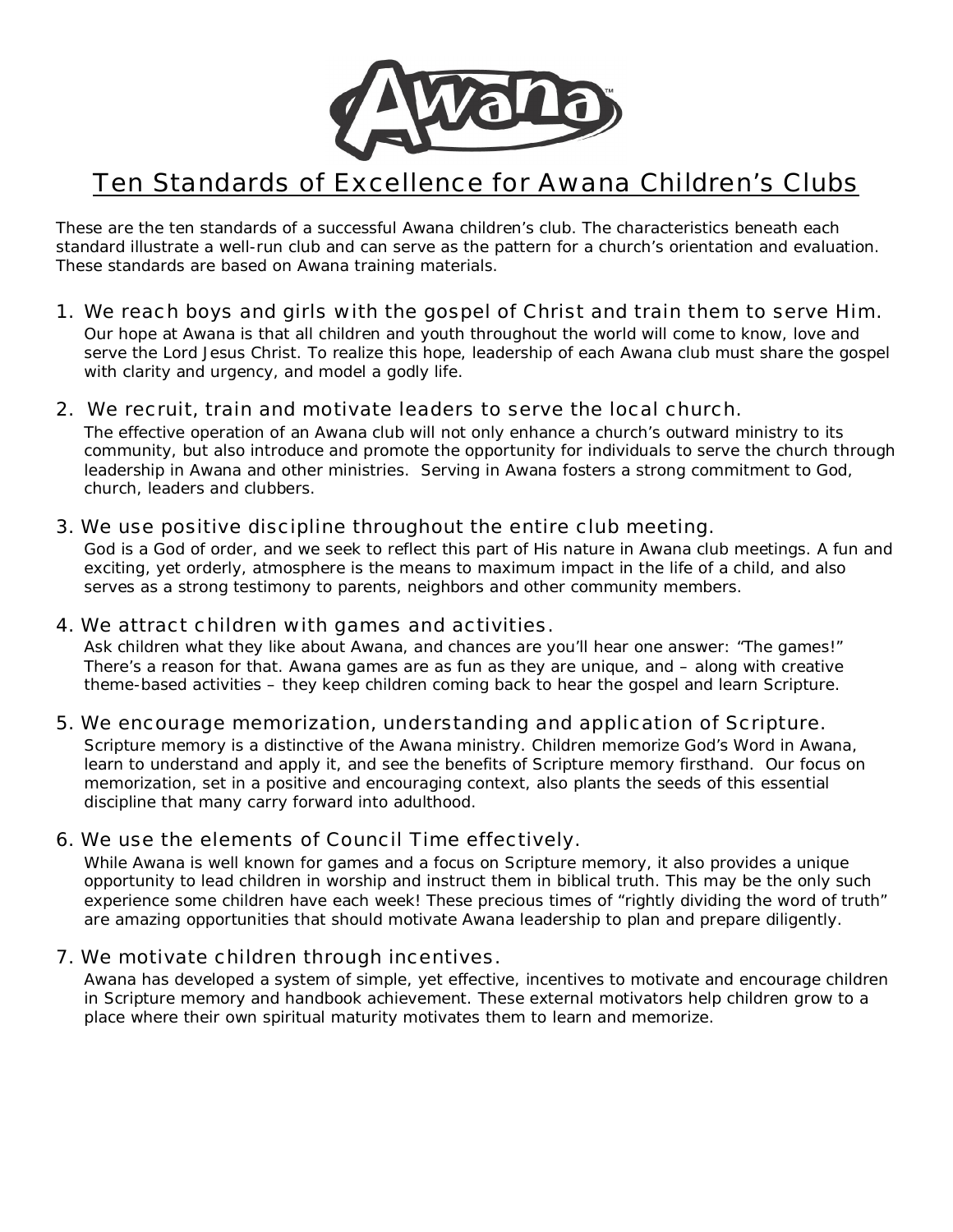# Ten Standards of Excellence for Awana Children's Clubs

These are the ten standards of a successful Awana children's club. The characteristics beneath each standard illustrate a well-run club and can serve as the pattern for a church's orientation and evaluation. These standards are based on Awana training materials.

## 1. We reach boys and girls with the gospel of Christ and train them to serve Him.

Our hope at Awana is that all children and youth throughout the world will come to know, love and serve the Lord Jesus Christ. To realize this hope, leadership of each Awana club must share the gospel with clarity and urgency, and model a godly life.

## 2. We recruit, train and motivate leaders to serve the local church.

The effective operation of an Awana club will not only enhance a church's outward ministry to its community, but also introduce and promote the opportunity for individuals to serve the church through leadership in Awana and other ministries. Serving in Awana fosters a strong commitment to God, church, leaders and clubbers.

## 3. We use positive discipline throughout the entire club meeting.

God is a God of order, and we seek to reflect this part of His nature in Awana club meetings. A fun and exciting, yet orderly, atmosphere is the means to maximum impact in the life of a child, and also serves as a strong testimony to parents, neighbors and other community members.

## 4. We attract children with games and activities.

Ask children what they like about Awana, and chances are you'll hear one answer: "The games!" There's a reason for that. Awana games are as fun as they are unique, and – along with creative theme-based activities – they keep children coming back to hear the gospel and learn Scripture.

## 5. We encourage memorization, understanding and application of Scripture.

Scripture memory is a distinctive of the Awana ministry. Children memorize God's Word in Awana, learn to understand and apply it, and see the benefits of Scripture memory firsthand. Our focus on memorization, set in a positive and encouraging context, also plants the seeds of this essential discipline that many carry forward into adulthood.

## 6. We use the elements of Council Time effectively.

While Awana is well known for games and a focus on Scripture memory, it also provides a unique opportunity to lead children in worship and instruct them in biblical truth. This may be the only such experience some children have each week! These precious times of "rightly dividing the word of truth" are amazing opportunities that should motivate Awana leadership to plan and prepare diligently.

## 7. We motivate children through incentives.

Awana has developed a system of simple, yet effective, incentives to motivate and encourage children in Scripture memory and handbook achievement. These external motivators help children grow to a place where their own spiritual maturity motivates them to learn and memorize.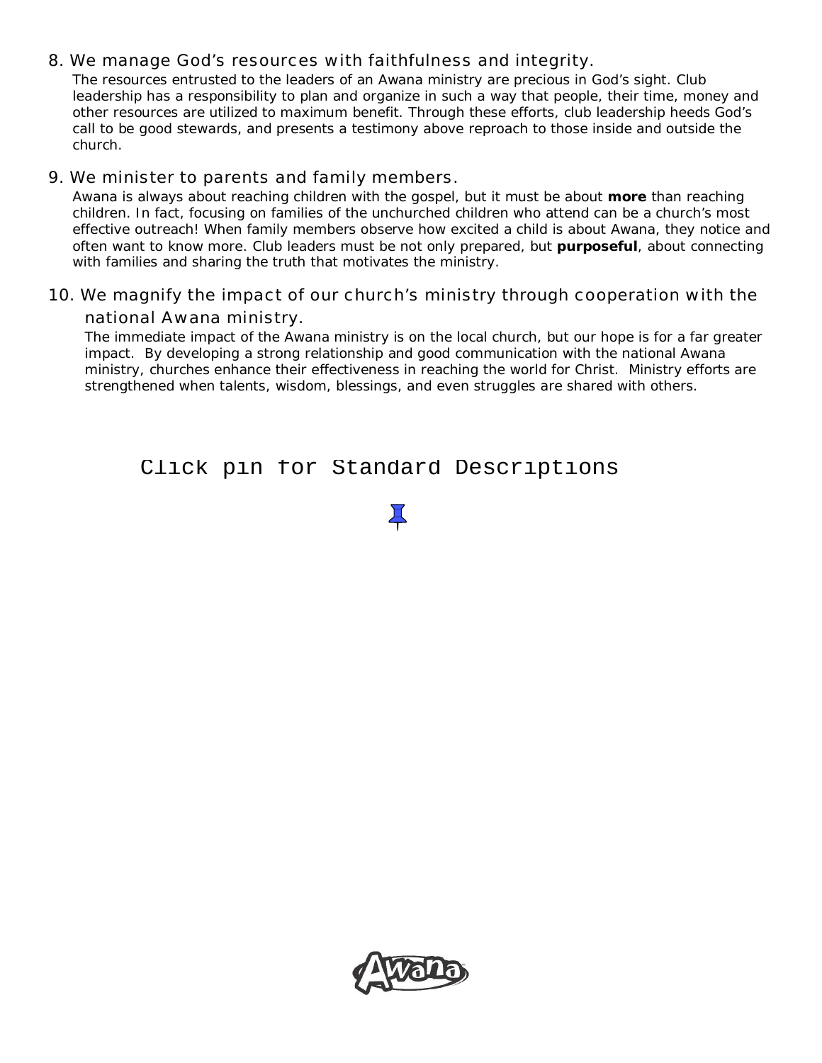8. We manage God's resources with faithfulness and integrity.

   The resources entrusted to the leaders of an Awana ministry are precious in God's sight. Club leadership has a responsibility to plan and organize in such a way that people, their time, money and other resources are utilized to maximum benefit. Through these efforts, club leadership heeds God's call to be good stewards, and presents a testimony above reproach to those inside and outside the church.

9. We minister to parents and family members.

   Awana is always about reaching children with the gospel, but it must be about **more** than reaching children. In fact, focusing on families of the unchurched children who attend can be a church's most effective outreach! When family members observe how excited a child is about Awana, they notice and often want to know more. Club leaders must be not only prepared, but **purposeful**, about connecting with families and sharing the truth that motivates the ministry.

10. We magnify the impact of our church's ministry through cooperation with the national Awana ministry.

    The immediate impact of the Awana ministry is on the local church, but our hope is for a far greater impact. By developing a strong relationship and good communication with the national Awana ministry, churches enhance their effectiveness in reaching the world for Christ. Ministry efforts are strengthened when talents, wisdom, blessings, and even struggles are shared with others.

Click pin for Standard Descriptions

Awana